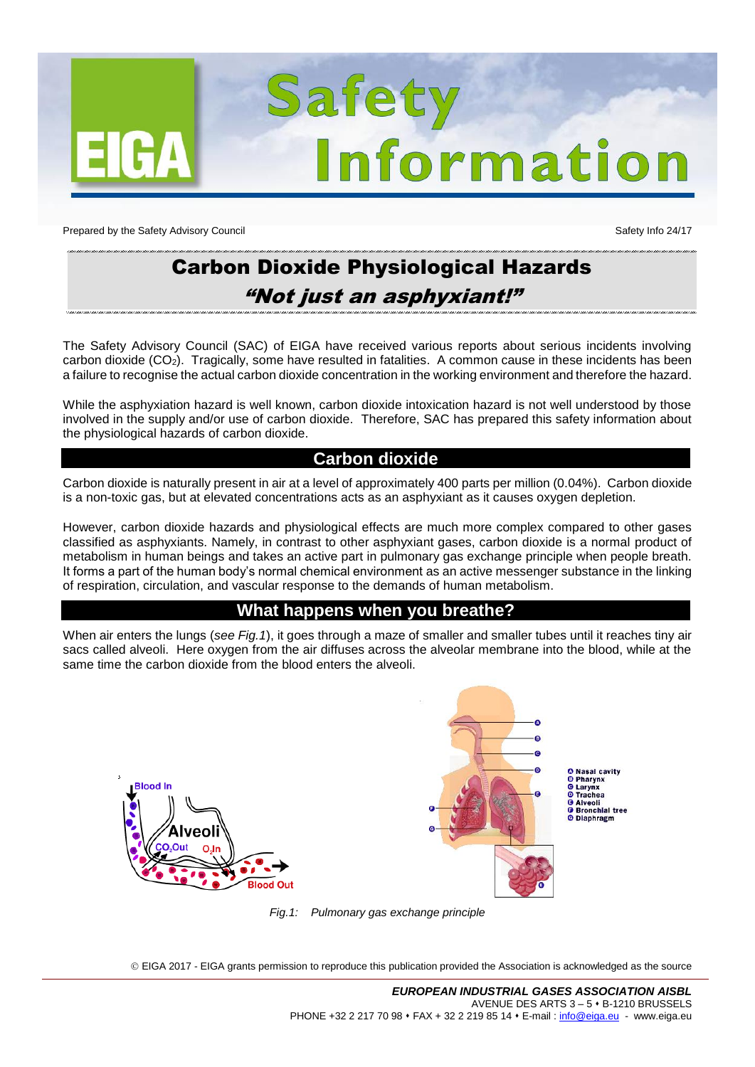# Safety Information

Prepared by the Safety Advisory Council

Safety Info 24/17

## Carbon Dioxide Physiological Hazards

### *"Not just an asphyxiant!"*

The Safety Advisory Council (SAC) of EIGA have received various reports about serious incidents involving carbon dioxide ($CO_2$). Tragically, some have resulted in fatalities. A common cause in these incidents has been a failure to recognise the actual carbon dioxide concentration in the working environment and therefore the hazard.

While the asphyxiation hazard is well known, carbon dioxide intoxication hazard is not well understood by those involved in the supply and/or use of carbon dioxide. Therefore, SAC has prepared this safety information about the physiological hazards of carbon dioxide.

## Carbon dioxide

Carbon dioxide is naturally present in air at a level of approximately 400 parts per million (0.04%). Carbon dioxide is a non-toxic gas, but at elevated concentrations acts as an asphyxiant as it causes oxygen depletion.

However, carbon dioxide hazards and physiological effects are much more complex compared to other gases classified as asphyxiants. Namely, in contrast to other asphyxiant gases, carbon dioxide is a normal product of metabolism in human beings and takes an active part in pulmonary gas exchange principle when people breath. It forms a part of the human body's normal chemical environment as an active messenger substance in the linking of respiration, circulation, and vascular response to the demands of human metabolism.

## What happens when you breathe?

When air enters the lungs (*see Fig.1*), it goes through a maze of smaller and smaller tubes until it reaches tiny air sacs called alveoli. Here oxygen from the air diffuses across the alveolar membrane into the blood, while at the same time the carbon dioxide from the blood enters the alveoli.

*Fig.1: Pulmonary gas exchange principle*

© EIGA 2017 - EIGA grants permission to reproduce this publication provided the Association is acknowledged as the source

***EUROPEAN INDUSTRIAL GASES ASSOCIATION AISBL***
AVENUE DES ARTS 3 – 5 • B-1210 BRUSSELS
PHONE +32 2 217 70 98 • FAX + 32 2 219 85 14 • E-mail : info@eiga.eu - www.eiga.eu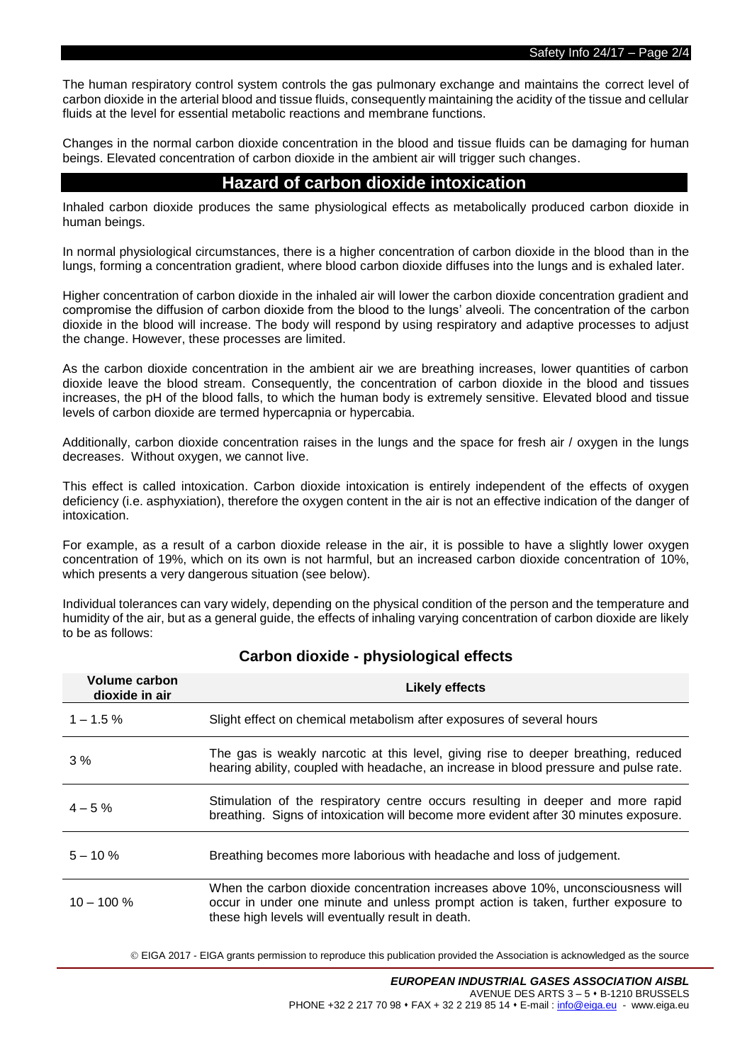The human respiratory control system controls the gas pulmonary exchange and maintains the correct level of carbon dioxide in the arterial blood and tissue fluids, consequently maintaining the acidity of the tissue and cellular fluids at the level for essential metabolic reactions and membrane functions.

Changes in the normal carbon dioxide concentration in the blood and tissue fluids can be damaging for human beings. Elevated concentration of carbon dioxide in the ambient air will trigger such changes.

## Hazard of carbon dioxide intoxication

Inhaled carbon dioxide produces the same physiological effects as metabolically produced carbon dioxide in human beings.

In normal physiological circumstances, there is a higher concentration of carbon dioxide in the blood than in the lungs, forming a concentration gradient, where blood carbon dioxide diffuses into the lungs and is exhaled later.

Higher concentration of carbon dioxide in the inhaled air will lower the carbon dioxide concentration gradient and compromise the diffusion of carbon dioxide from the blood to the lungs' alveoli. The concentration of the carbon dioxide in the blood will increase. The body will respond by using respiratory and adaptive processes to adjust the change. However, these processes are limited.

As the carbon dioxide concentration in the ambient air we are breathing increases, lower quantities of carbon dioxide leave the blood stream. Consequently, the concentration of carbon dioxide in the blood and tissues increases, the pH of the blood falls, to which the human body is extremely sensitive. Elevated blood and tissue levels of carbon dioxide are termed hypercapnia or hypercabia.

Additionally, carbon dioxide concentration raises in the lungs and the space for fresh air / oxygen in the lungs decreases. Without oxygen, we cannot live.

This effect is called intoxication. Carbon dioxide intoxication is entirely independent of the effects of oxygen deficiency (i.e. asphyxiation), therefore the oxygen content in the air is not an effective indication of the danger of intoxication.

For example, as a result of a carbon dioxide release in the air, it is possible to have a slightly lower oxygen concentration of 19%, which on its own is not harmful, but an increased carbon dioxide concentration of 10%, which presents a very dangerous situation (see below).

Individual tolerances can vary widely, depending on the physical condition of the person and the temperature and humidity of the air, but as a general guide, the effects of inhaling varying concentration of carbon dioxide are likely to be as follows:

### Carbon dioxide - physiological effects

| Volume carbon dioxide in air | Likely effects |
|---|---|
| 1 – 1.5 % | Slight effect on chemical metabolism after exposures of several hours |
| 3 % | The gas is weakly narcotic at this level, giving rise to deeper breathing, reduced hearing ability, coupled with headache, an increase in blood pressure and pulse rate. |
| 4 – 5 % | Stimulation of the respiratory centre occurs resulting in deeper and more rapid breathing. Signs of intoxication will become more evident after 30 minutes exposure. |
| 5 – 10 % | Breathing becomes more laborious with headache and loss of judgement. |
| 10 – 100 % | When the carbon dioxide concentration increases above 10%, unconsciousness will occur in under one minute and unless prompt action is taken, further exposure to these high levels will eventually result in death. |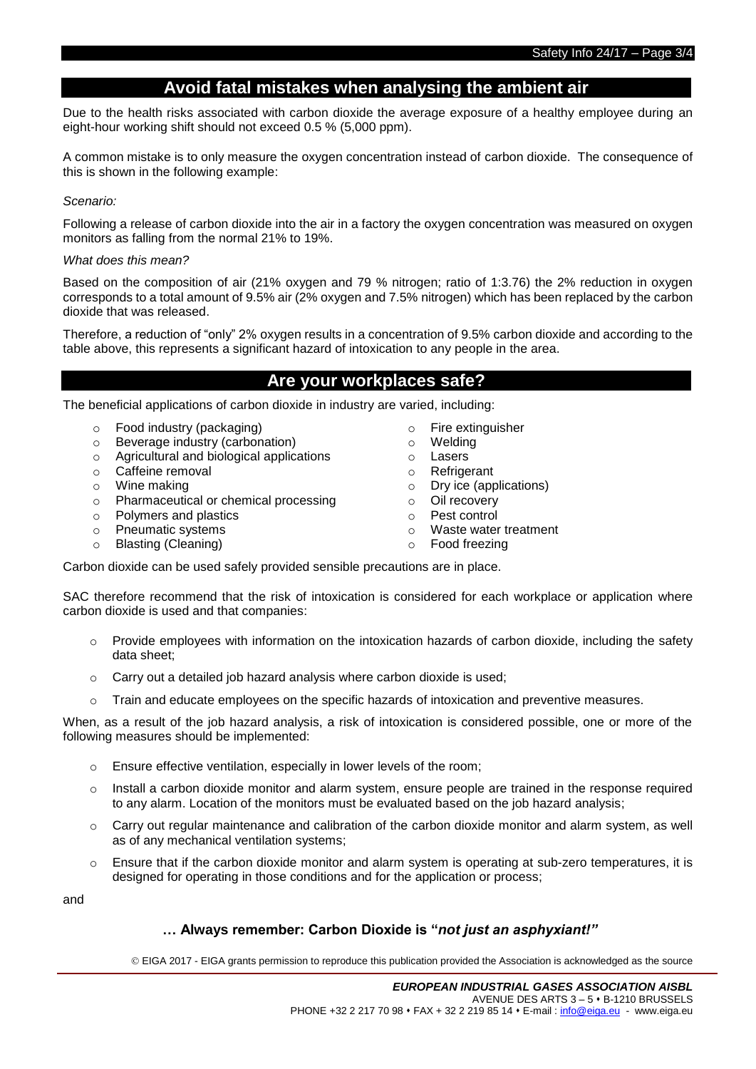## Avoid fatal mistakes when analysing the ambient air

Due to the health risks associated with carbon dioxide the average exposure of a healthy employee during an eight-hour working shift should not exceed 0.5 % (5,000 ppm).

A common mistake is to only measure the oxygen concentration instead of carbon dioxide. The consequence of this is shown in the following example:

*Scenario:*

Following a release of carbon dioxide into the air in a factory the oxygen concentration was measured on oxygen monitors as falling from the normal 21% to 19%.

*What does this mean?*

Based on the composition of air (21% oxygen and 79 % nitrogen; ratio of 1:3.76) the 2% reduction in oxygen corresponds to a total amount of 9.5% air (2% oxygen and 7.5% nitrogen) which has been replaced by the carbon dioxide that was released.

Therefore, a reduction of "only" 2% oxygen results in a concentration of 9.5% carbon dioxide and according to the table above, this represents a significant hazard of intoxication to any people in the area.

## Are your workplaces safe?

The beneficial applications of carbon dioxide in industry are varied, including:

- Food industry (packaging)
- Beverage industry (carbonation)
- Agricultural and biological applications
- Caffeine removal
- Wine making
- Pharmaceutical or chemical processing
- Polymers and plastics
- Pneumatic systems
- Blasting (Cleaning)
- Fire extinguisher
- Welding
- Lasers
- Refrigerant
- Dry ice (applications)
- Oil recovery
- Pest control
- Waste water treatment
- Food freezing

Carbon dioxide can be used safely provided sensible precautions are in place.

SAC therefore recommend that the risk of intoxication is considered for each workplace or application where carbon dioxide is used and that companies:

- Provide employees with information on the intoxication hazards of carbon dioxide, including the safety data sheet;
- Carry out a detailed job hazard analysis where carbon dioxide is used;
- Train and educate employees on the specific hazards of intoxication and preventive measures.

When, as a result of the job hazard analysis, a risk of intoxication is considered possible, one or more of the following measures should be implemented:

- Ensure effective ventilation, especially in lower levels of the room;
- Install a carbon dioxide monitor and alarm system, ensure people are trained in the response required to any alarm. Location of the monitors must be evaluated based on the job hazard analysis;
- Carry out regular maintenance and calibration of the carbon dioxide monitor and alarm system, as well as of any mechanical ventilation systems;
- Ensure that if the carbon dioxide monitor and alarm system is operating at sub-zero temperatures, it is designed for operating in those conditions and for the application or process;

and

**… Always remember: Carbon Dioxide is "*not just an asphyxiant!*"**

© EIGA 2017 - EIGA grants permission to reproduce this publication provided the Association is acknowledged as the source

***EUROPEAN INDUSTRIAL GASES ASSOCIATION AISBL***
AVENUE DES ARTS 3 – 5 • B-1210 BRUSSELS
PHONE +32 2 217 70 98 • FAX + 32 2 219 85 14 • E-mail : info@eiga.eu - www.eiga.eu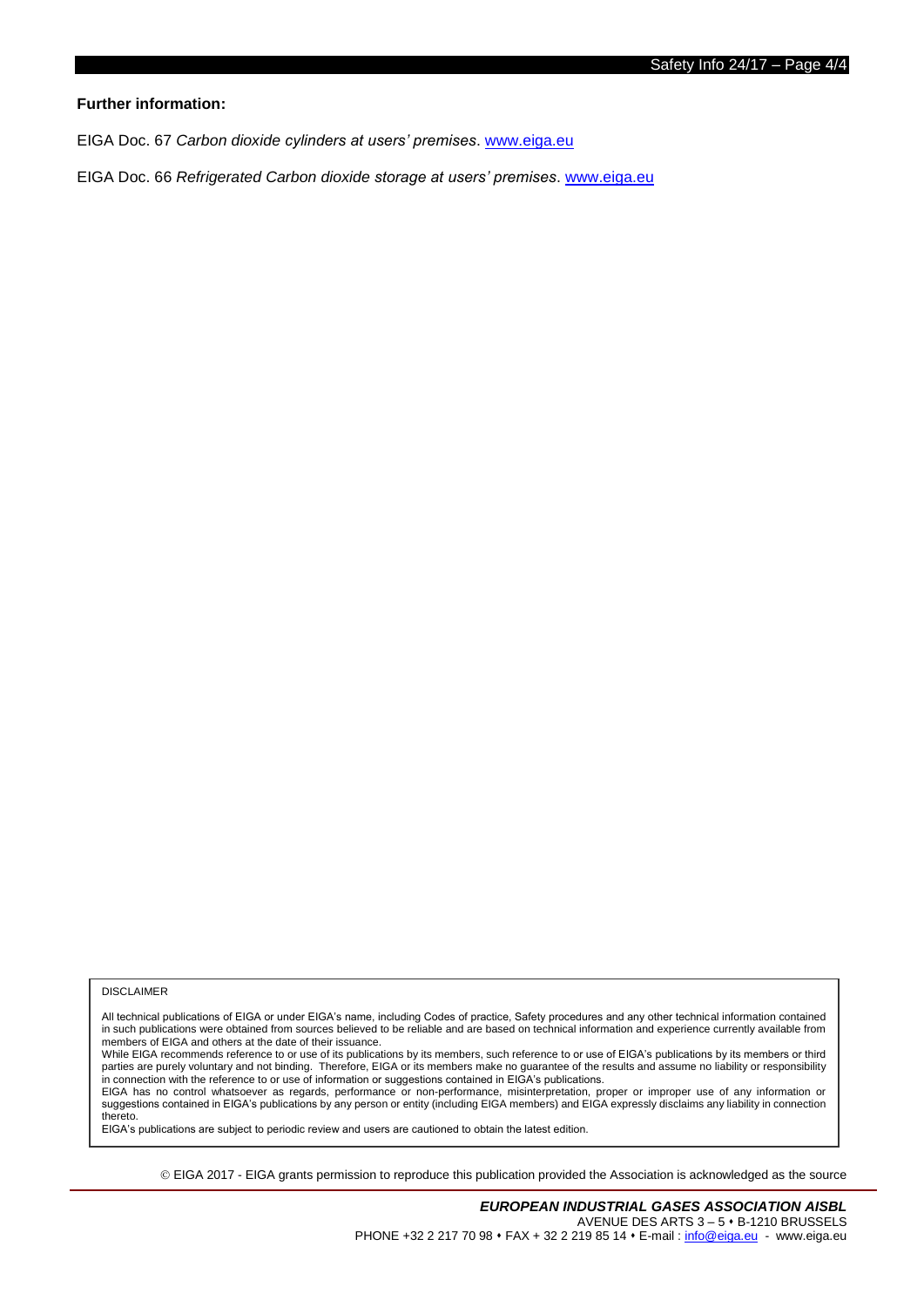**Further information:**

EIGA Doc. 67 *Carbon dioxide cylinders at users' premises*. www.eiga.eu

EIGA Doc. 66 *Refrigerated Carbon dioxide storage at users' premises*. www.eiga.eu

DISCLAIMER

All technical publications of EIGA or under EIGA's name, including Codes of practice, Safety procedures and any other technical information contained in such publications were obtained from sources believed to be reliable and are based on technical information and experience currently available from members of EIGA and others at the date of their issuance.
While EIGA recommends reference to or use of its publications by its members, such reference to or use of EIGA's publications by its members or third parties are purely voluntary and not binding. Therefore, EIGA or its members make no guarantee of the results and assume no liability or responsibility in connection with the reference to or use of information or suggestions contained in EIGA's publications.
EIGA has no control whatsoever as regards, performance or non-performance, misinterpretation, proper or improper use of any information or suggestions contained in EIGA's publications by any person or entity (including EIGA members) and EIGA expressly disclaims any liability in connection thereto.
EIGA's publications are subject to periodic review and users are cautioned to obtain the latest edition.

© EIGA 2017 - EIGA grants permission to reproduce this publication provided the Association is acknowledged as the source

***EUROPEAN INDUSTRIAL GASES ASSOCIATION AISBL***
AVENUE DES ARTS 3 – 5 • B-1210 BRUSSELS
PHONE +32 2 217 70 98 • FAX + 32 2 219 85 14 • E-mail : info@eiga.eu - www.eiga.eu